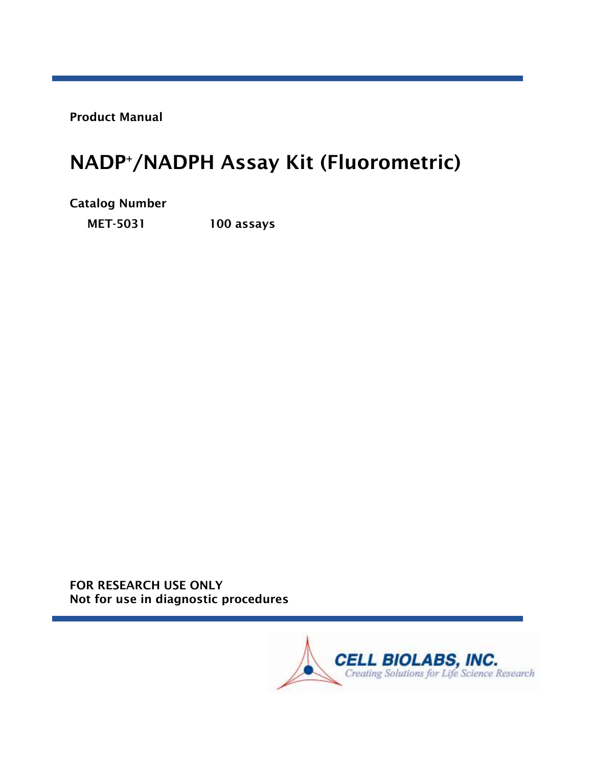**Product Manual**

# $NADP^+$/NADPH Assay Kit (Fluorometric)

**Catalog Number**

| | |
|---|---|
| **MET-5031** | **100 assays** |

**FOR RESEARCH USE ONLY**
**Not for use in diagnostic procedures**

CELL BIOLABS, INC.
*Creating Solutions for Life Science Research*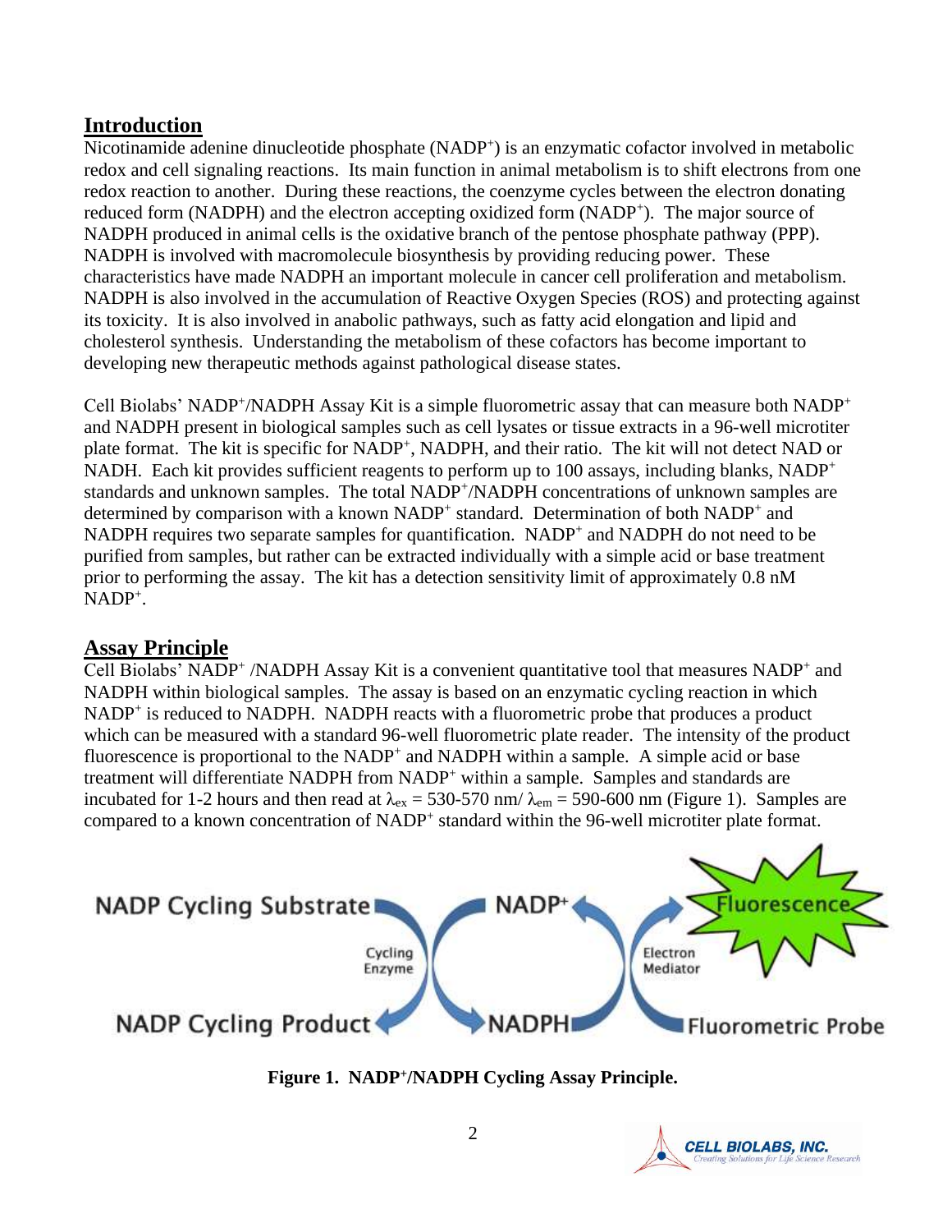## Introduction

Nicotinamide adenine dinucleotide phosphate ($NADP^+$) is an enzymatic cofactor involved in metabolic redox and cell signaling reactions. Its main function in animal metabolism is to shift electrons from one redox reaction to another. During these reactions, the coenzyme cycles between the electron donating reduced form (NADPH) and the electron accepting oxidized form ($NADP^+$). The major source of NADPH produced in animal cells is the oxidative branch of the pentose phosphate pathway (PPP). NADPH is involved with macromolecule biosynthesis by providing reducing power. These characteristics have made NADPH an important molecule in cancer cell proliferation and metabolism. NADPH is also involved in the accumulation of Reactive Oxygen Species (ROS) and protecting against its toxicity. It is also involved in anabolic pathways, such as fatty acid elongation and lipid and cholesterol synthesis. Understanding the metabolism of these cofactors has become important to developing new therapeutic methods against pathological disease states.

Cell Biolabs' $NADP^+$/NADPH Assay Kit is a simple fluorometric assay that can measure both $NADP^+$ and NADPH present in biological samples such as cell lysates or tissue extracts in a 96-well microtiter plate format. The kit is specific for $NADP^+$, NADPH, and their ratio. The kit will not detect NAD or NADH. Each kit provides sufficient reagents to perform up to 100 assays, including blanks, $NADP^+$ standards and unknown samples. The total $NADP^+$/NADPH concentrations of unknown samples are determined by comparison with a known $NADP^+$ standard. Determination of both $NADP^+$ and NADPH requires two separate samples for quantification. $NADP^+$ and NADPH do not need to be purified from samples, but rather can be extracted individually with a simple acid or base treatment prior to performing the assay. The kit has a detection sensitivity limit of approximately 0.8 nM $NADP^+$.

## Assay Principle

Cell Biolabs' $NADP^+$ /NADPH Assay Kit is a convenient quantitative tool that measures $NADP^+$ and NADPH within biological samples. The assay is based on an enzymatic cycling reaction in which $NADP^+$ is reduced to NADPH. NADPH reacts with a fluorometric probe that produces a product which can be measured with a standard 96-well fluorometric plate reader. The intensity of the product fluorescence is proportional to the $NADP^+$ and NADPH within a sample. A simple acid or base treatment will differentiate NADPH from $NADP^+$ within a sample. Samples and standards are incubated for 1-2 hours and then read at $\lambda_{ex}$ = 530-570 nm/ $\lambda_{em}$ = 590-600 nm (Figure 1). Samples are compared to a known concentration of $NADP^+$ standard within the 96-well microtiter plate format.

NADP Cycling Substrate → (Cycling Enzyme) → NADP Cycling Product; $NADP^+$ ⇄ NADPH; Fluorometric Probe → (Electron Mediator) → Fluorescence

**Figure 1. $NADP^+$/NADPH Cycling Assay Principle.**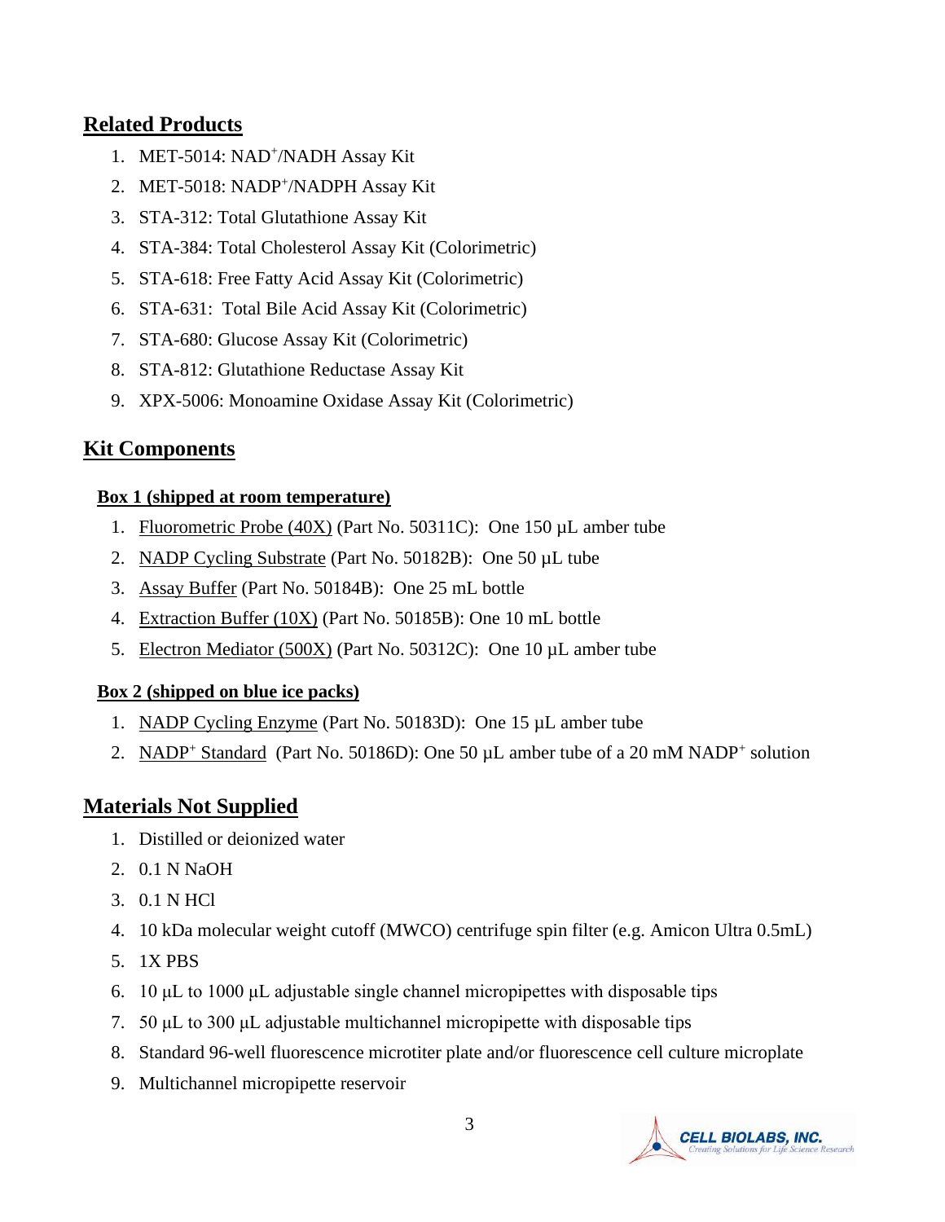## Related Products

1. MET-5014: $NAD^+$/NADH Assay Kit
2. MET-5018: $NADP^+$/NADPH Assay Kit
3. STA-312: Total Glutathione Assay Kit
4. STA-384: Total Cholesterol Assay Kit (Colorimetric)
5. STA-618: Free Fatty Acid Assay Kit (Colorimetric)
6. STA-631: Total Bile Acid Assay Kit (Colorimetric)
7. STA-680: Glucose Assay Kit (Colorimetric)
8. STA-812: Glutathione Reductase Assay Kit
9. XPX-5006: Monoamine Oxidase Assay Kit (Colorimetric)

## Kit Components

### Box 1 (shipped at room temperature)

1. Fluorometric Probe (40X) (Part No. 50311C): One 150 µL amber tube
2. NADP Cycling Substrate (Part No. 50182B): One 50 µL tube
3. Assay Buffer (Part No. 50184B): One 25 mL bottle
4. Extraction Buffer (10X) (Part No. 50185B): One 10 mL bottle
5. Electron Mediator (500X) (Part No. 50312C): One 10 µL amber tube

### Box 2 (shipped on blue ice packs)

1. NADP Cycling Enzyme (Part No. 50183D): One 15 µL amber tube
2. $NADP^+$ Standard (Part No. 50186D): One 50 µL amber tube of a 20 mM $NADP^+$ solution

## Materials Not Supplied

1. Distilled or deionized water
2. 0.1 N NaOH
3. 0.1 N HCl
4. 10 kDa molecular weight cutoff (MWCO) centrifuge spin filter (e.g. Amicon Ultra 0.5mL)
5. 1X PBS
6. 10 µL to 1000 µL adjustable single channel micropipettes with disposable tips
7. 50 µL to 300 µL adjustable multichannel micropipette with disposable tips
8. Standard 96-well fluorescence microtiter plate and/or fluorescence cell culture microplate
9. Multichannel micropipette reservoir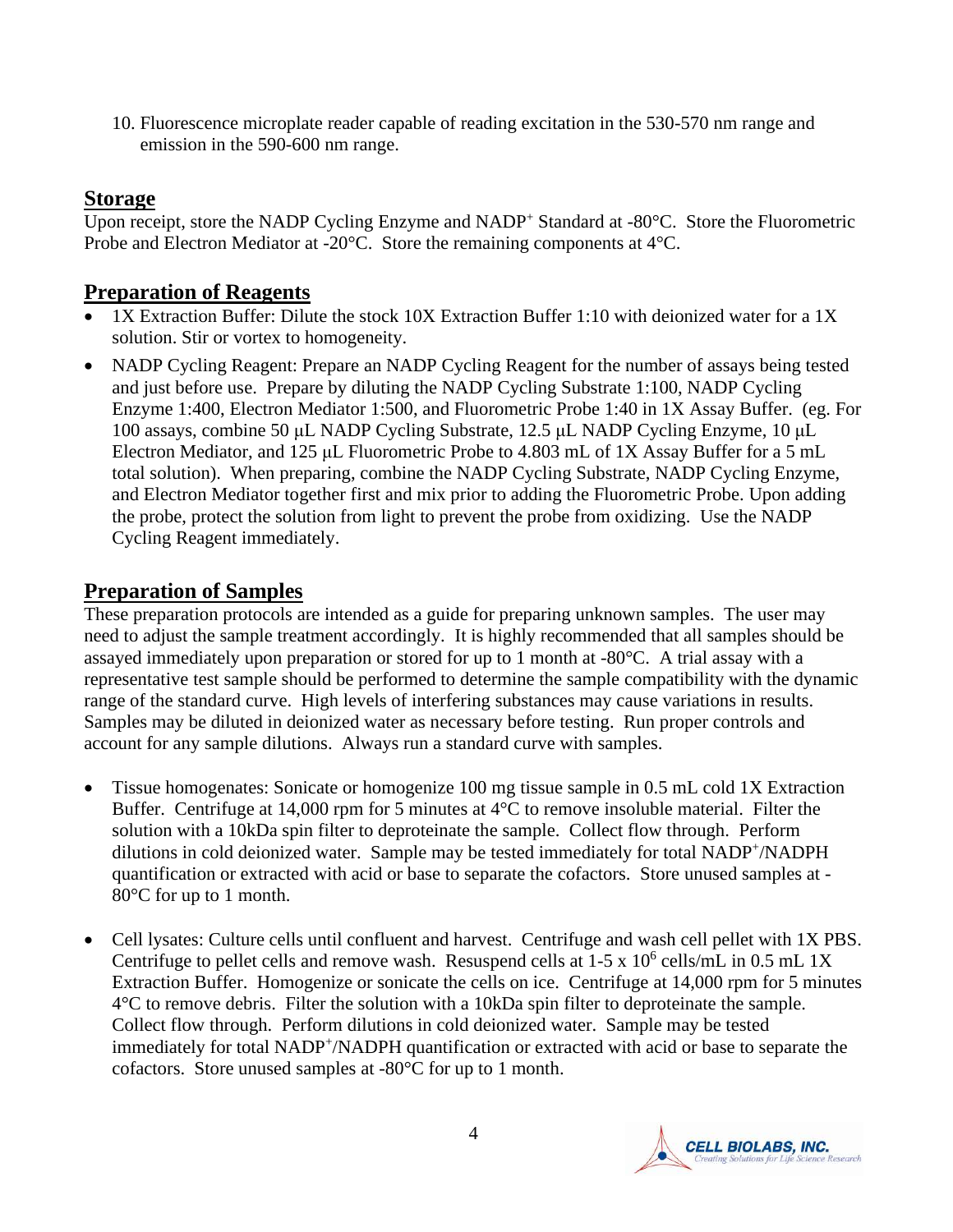10. Fluorescence microplate reader capable of reading excitation in the 530-570 nm range and emission in the 590-600 nm range.

## Storage

Upon receipt, store the NADP Cycling Enzyme and $NADP^+$ Standard at -80°C. Store the Fluorometric Probe and Electron Mediator at -20°C. Store the remaining components at 4°C.

## Preparation of Reagents

- 1X Extraction Buffer: Dilute the stock 10X Extraction Buffer 1:10 with deionized water for a 1X solution. Stir or vortex to homogeneity.
- NADP Cycling Reagent: Prepare an NADP Cycling Reagent for the number of assays being tested and just before use. Prepare by diluting the NADP Cycling Substrate 1:100, NADP Cycling Enzyme 1:400, Electron Mediator 1:500, and Fluorometric Probe 1:40 in 1X Assay Buffer. (eg. For 100 assays, combine 50 µL NADP Cycling Substrate, 12.5 µL NADP Cycling Enzyme, 10 µL Electron Mediator, and 125 µL Fluorometric Probe to 4.803 mL of 1X Assay Buffer for a 5 mL total solution). When preparing, combine the NADP Cycling Substrate, NADP Cycling Enzyme, and Electron Mediator together first and mix prior to adding the Fluorometric Probe. Upon adding the probe, protect the solution from light to prevent the probe from oxidizing. Use the NADP Cycling Reagent immediately.

## Preparation of Samples

These preparation protocols are intended as a guide for preparing unknown samples. The user may need to adjust the sample treatment accordingly. It is highly recommended that all samples should be assayed immediately upon preparation or stored for up to 1 month at -80°C. A trial assay with a representative test sample should be performed to determine the sample compatibility with the dynamic range of the standard curve. High levels of interfering substances may cause variations in results. Samples may be diluted in deionized water as necessary before testing. Run proper controls and account for any sample dilutions. Always run a standard curve with samples.

- Tissue homogenates: Sonicate or homogenize 100 mg tissue sample in 0.5 mL cold 1X Extraction Buffer. Centrifuge at 14,000 rpm for 5 minutes at 4°C to remove insoluble material. Filter the solution with a 10kDa spin filter to deproteinate the sample. Collect flow through. Perform dilutions in cold deionized water. Sample may be tested immediately for total $NADP^+$/NADPH quantification or extracted with acid or base to separate the cofactors. Store unused samples at -80°C for up to 1 month.

- Cell lysates: Culture cells until confluent and harvest. Centrifuge and wash cell pellet with 1X PBS. Centrifuge to pellet cells and remove wash. Resuspend cells at 1-5 x $10^6$ cells/mL in 0.5 mL 1X Extraction Buffer. Homogenize or sonicate the cells on ice. Centrifuge at 14,000 rpm for 5 minutes 4°C to remove debris. Filter the solution with a 10kDa spin filter to deproteinate the sample. Collect flow through. Perform dilutions in cold deionized water. Sample may be tested immediately for total $NADP^+$/NADPH quantification or extracted with acid or base to separate the cofactors. Store unused samples at -80°C for up to 1 month.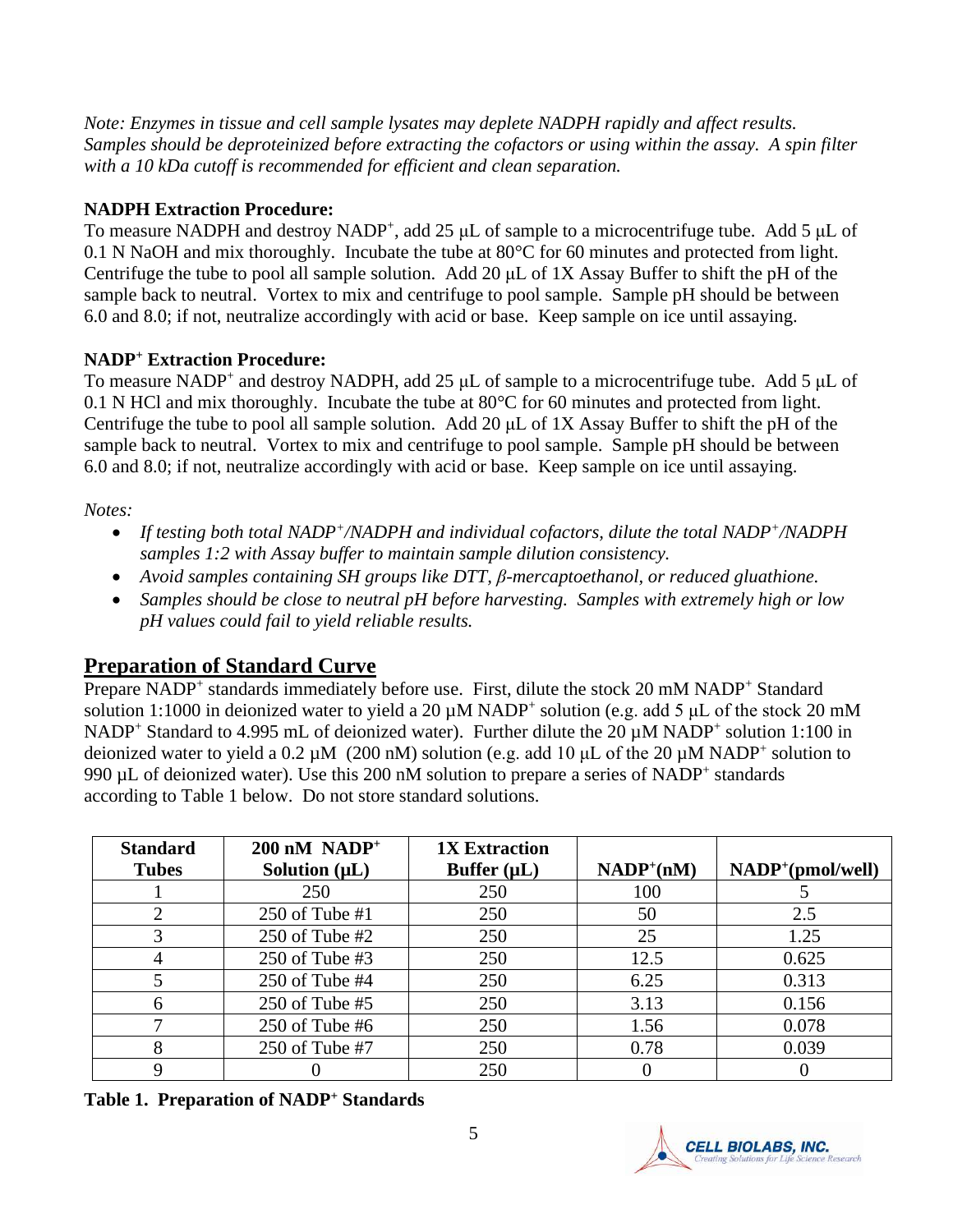*Note: Enzymes in tissue and cell sample lysates may deplete NADPH rapidly and affect results. Samples should be deproteinized before extracting the cofactors or using within the assay. A spin filter with a 10 kDa cutoff is recommended for efficient and clean separation.*

**NADPH Extraction Procedure:**

To measure NADPH and destroy $NADP^+$, add 25 µL of sample to a microcentrifuge tube. Add 5 µL of 0.1 N NaOH and mix thoroughly. Incubate the tube at 80°C for 60 minutes and protected from light. Centrifuge the tube to pool all sample solution. Add 20 µL of 1X Assay Buffer to shift the pH of the sample back to neutral. Vortex to mix and centrifuge to pool sample. Sample pH should be between 6.0 and 8.0; if not, neutralize accordingly with acid or base. Keep sample on ice until assaying.

**$NADP^+$ Extraction Procedure:**

To measure $NADP^+$ and destroy NADPH, add 25 µL of sample to a microcentrifuge tube. Add 5 µL of 0.1 N HCl and mix thoroughly. Incubate the tube at 80°C for 60 minutes and protected from light. Centrifuge the tube to pool all sample solution. Add 20 µL of 1X Assay Buffer to shift the pH of the sample back to neutral. Vortex to mix and centrifuge to pool sample. Sample pH should be between 6.0 and 8.0; if not, neutralize accordingly with acid or base. Keep sample on ice until assaying.

*Notes:*

- *If testing both total $NADP^+$/NADPH and individual cofactors, dilute the total $NADP^+$/NADPH samples 1:2 with Assay buffer to maintain sample dilution consistency.*
- *Avoid samples containing SH groups like DTT, β-mercaptoethanol, or reduced gluathione.*
- *Samples should be close to neutral pH before harvesting. Samples with extremely high or low pH values could fail to yield reliable results.*

## Preparation of Standard Curve

Prepare $NADP^+$ standards immediately before use. First, dilute the stock 20 mM $NADP^+$ Standard solution 1:1000 in deionized water to yield a 20 µM $NADP^+$ solution (e.g. add 5 µL of the stock 20 mM $NADP^+$ Standard to 4.995 mL of deionized water). Further dilute the 20 µM $NADP^+$ solution 1:100 in deionized water to yield a 0.2 µM (200 nM) solution (e.g. add 10 µL of the 20 µM $NADP^+$ solution to 990 µL of deionized water). Use this 200 nM solution to prepare a series of $NADP^+$ standards according to Table 1 below. Do not store standard solutions.

| Standard Tubes | 200 nM $NADP^+$ Solution (µL) | 1X Extraction Buffer (µL) | $NADP^+$(nM) | $NADP^+$(pmol/well) |
|---|---|---|---|---|
| 1 | 250 | 250 | 100 | 5 |
| 2 | 250 of Tube #1 | 250 | 50 | 2.5 |
| 3 | 250 of Tube #2 | 250 | 25 | 1.25 |
| 4 | 250 of Tube #3 | 250 | 12.5 | 0.625 |
| 5 | 250 of Tube #4 | 250 | 6.25 | 0.313 |
| 6 | 250 of Tube #5 | 250 | 3.13 | 0.156 |
| 7 | 250 of Tube #6 | 250 | 1.56 | 0.078 |
| 8 | 250 of Tube #7 | 250 | 0.78 | 0.039 |
| 9 | 0 | 250 | 0 | 0 |

**Table 1. Preparation of $NADP^+$ Standards**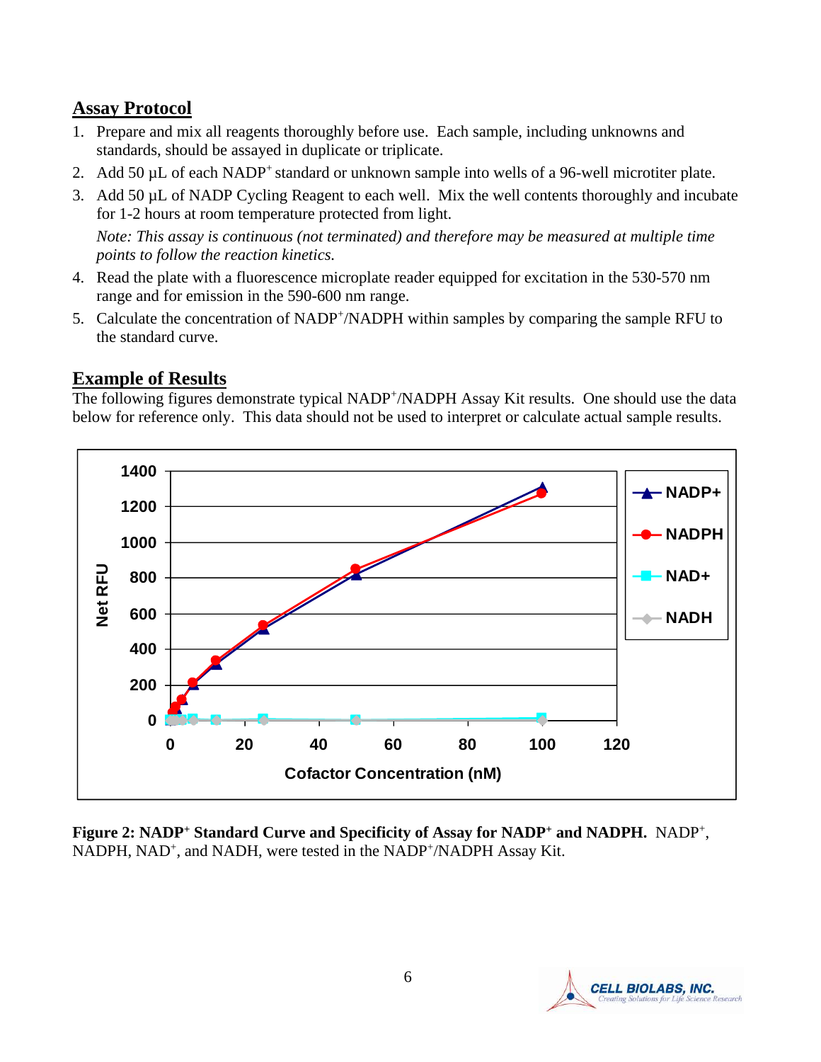## Assay Protocol

1. Prepare and mix all reagents thoroughly before use. Each sample, including unknowns and standards, should be assayed in duplicate or triplicate.
2. Add 50 µL of each $NADP^+$ standard or unknown sample into wells of a 96-well microtiter plate.
3. Add 50 µL of NADP Cycling Reagent to each well. Mix the well contents thoroughly and incubate for 1-2 hours at room temperature protected from light.

   *Note: This assay is continuous (not terminated) and therefore may be measured at multiple time points to follow the reaction kinetics.*
4. Read the plate with a fluorescence microplate reader equipped for excitation in the 530-570 nm range and for emission in the 590-600 nm range.
5. Calculate the concentration of $NADP^+$/NADPH within samples by comparing the sample RFU to the standard curve.

## Example of Results

The following figures demonstrate typical $NADP^+$/NADPH Assay Kit results. One should use the data below for reference only. This data should not be used to interpret or calculate actual sample results.

**Figure 2: $NADP^+$ Standard Curve and Specificity of Assay for $NADP^+$ and NADPH.** $NADP^+$, NADPH, $NAD^+$, and NADH, were tested in the $NADP^+$/NADPH Assay Kit.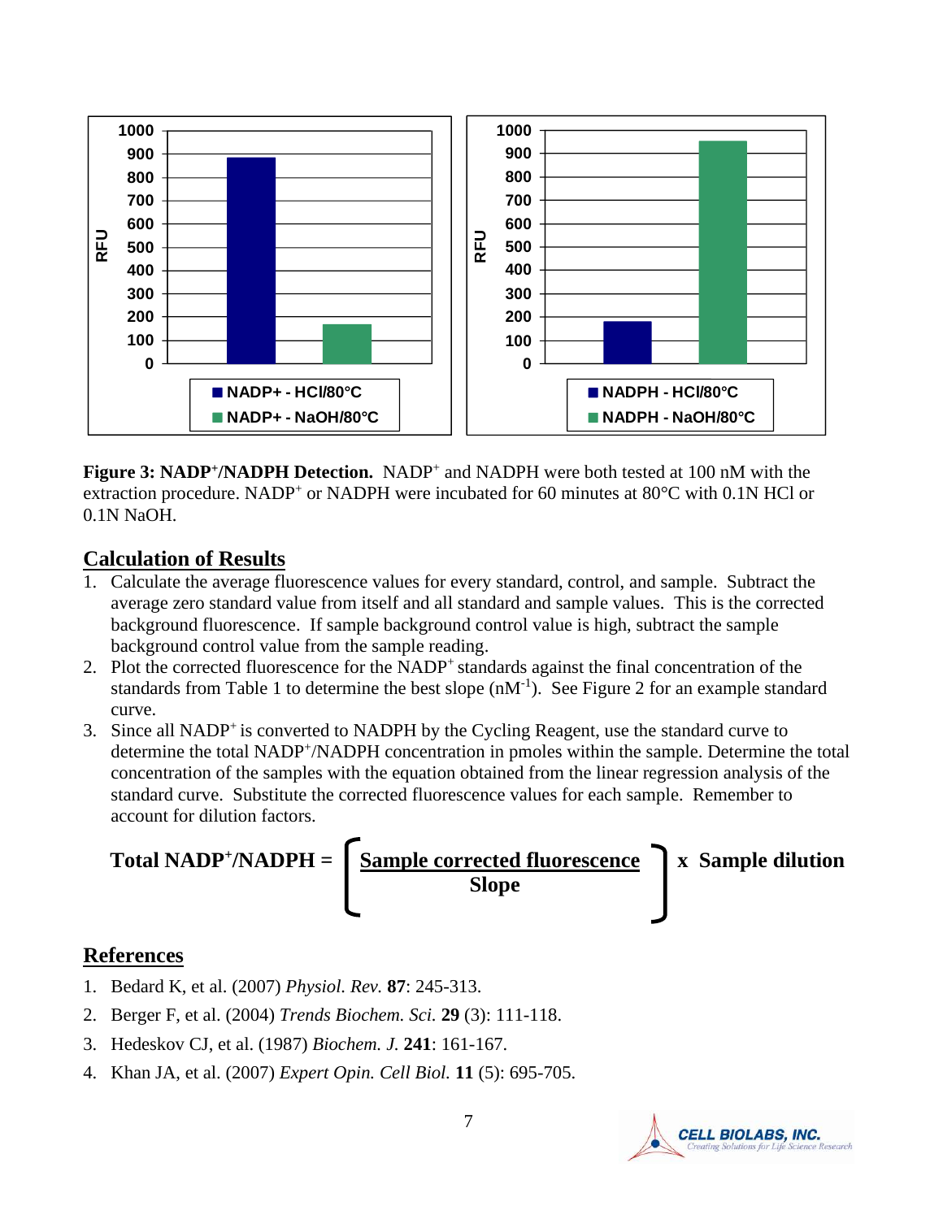**Figure 3: NADP+/NADPH Detection.** NADP+ and NADPH were both tested at 100 nM with the extraction procedure. NADP+ or NADPH were incubated for 60 minutes at 80°C with 0.1N HCl or 0.1N NaOH.

## Calculation of Results

1. Calculate the average fluorescence values for every standard, control, and sample. Subtract the average zero standard value from itself and all standard and sample values. This is the corrected background fluorescence. If sample background control value is high, subtract the sample background control value from the sample reading.
2. Plot the corrected fluorescence for the NADP+ standards against the final concentration of the standards from Table 1 to determine the best slope ($nM^{-1}$). See Figure 2 for an example standard curve.
3. Since all NADP+ is converted to NADPH by the Cycling Reagent, use the standard curve to determine the total NADP+/NADPH concentration in pmoles within the sample. Determine the total concentration of the samples with the equation obtained from the linear regression analysis of the standard curve. Substitute the corrected fluorescence values for each sample. Remember to account for dilution factors.

$$\textbf{Total NADP}^+\textbf{/NADPH} = \left[ \frac{\textbf{Sample corrected fluorescence}}{\textbf{Slope}} \right] \times \textbf{Sample dilution}$$

## References

1. Bedard K, et al. (2007) *Physiol. Rev.* **87**: 245-313.
2. Berger F, et al. (2004) *Trends Biochem. Sci.* **29** (3): 111-118.
3. Hedeskov CJ, et al. (1987) *Biochem. J.* **241**: 161-167.
4. Khan JA, et al. (2007) *Expert Opin. Cell Biol.* **11** (5): 695-705.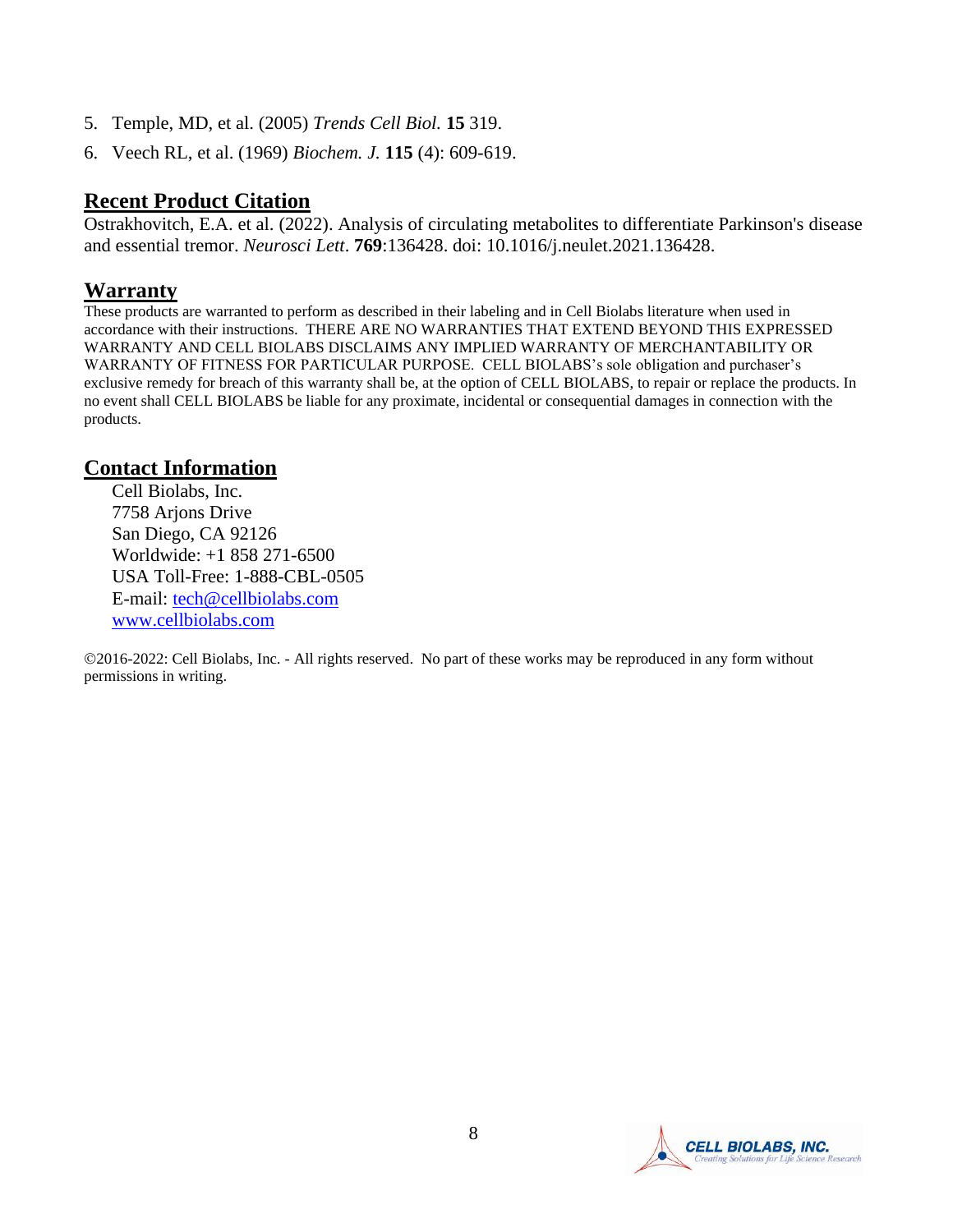5. Temple, MD, et al. (2005) *Trends Cell Biol.* **15** 319.
6. Veech RL, et al. (1969) *Biochem. J.* **115** (4): 609-619.

## Recent Product Citation

Ostrakhovitch, E.A. et al. (2022). Analysis of circulating metabolites to differentiate Parkinson's disease and essential tremor. *Neurosci Lett*. **769**:136428. doi: 10.1016/j.neulet.2021.136428.

## Warranty

These products are warranted to perform as described in their labeling and in Cell Biolabs literature when used in accordance with their instructions. THERE ARE NO WARRANTIES THAT EXTEND BEYOND THIS EXPRESSED WARRANTY AND CELL BIOLABS DISCLAIMS ANY IMPLIED WARRANTY OF MERCHANTABILITY OR WARRANTY OF FITNESS FOR PARTICULAR PURPOSE. CELL BIOLABS's sole obligation and purchaser's exclusive remedy for breach of this warranty shall be, at the option of CELL BIOLABS, to repair or replace the products. In no event shall CELL BIOLABS be liable for any proximate, incidental or consequential damages in connection with the products.

## Contact Information

Cell Biolabs, Inc.
7758 Arjons Drive
San Diego, CA 92126
Worldwide: +1 858 271-6500
USA Toll-Free: 1-888-CBL-0505
E-mail: tech@cellbiolabs.com
www.cellbiolabs.com

©2016-2022: Cell Biolabs, Inc. - All rights reserved. No part of these works may be reproduced in any form without permissions in writing.